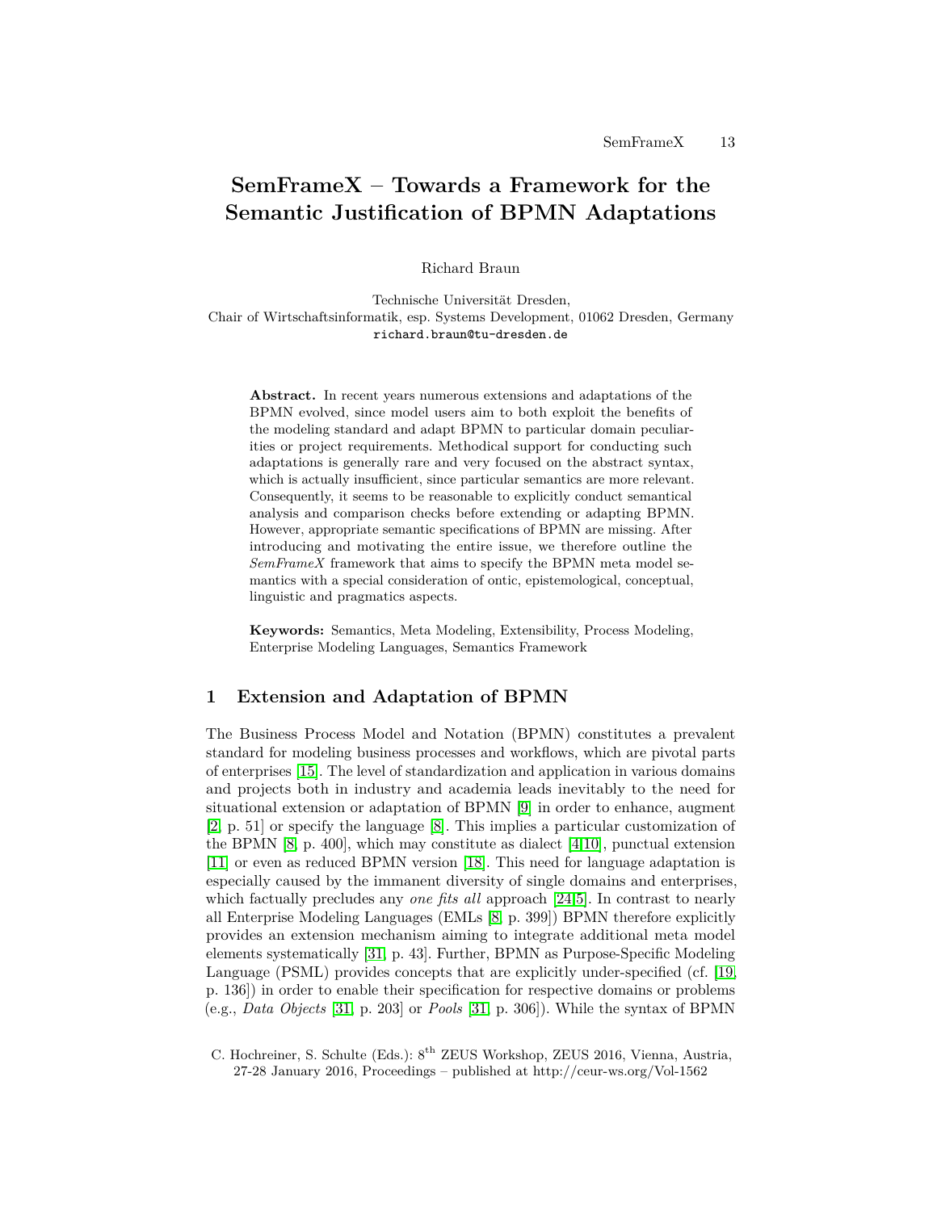# SemFrameX – Towards a Framework for the Semantic Justification of BPMN Adaptations

Richard Braun

Technische Universität Dresden,
Chair of Wirtschaftsinformatik, esp. Systems Development, 01062 Dresden, Germany
richard.braun@tu-dresden.de

**Abstract.** In recent years numerous extensions and adaptations of the BPMN evolved, since model users aim to both exploit the benefits of the modeling standard and adapt BPMN to particular domain peculiarities or project requirements. Methodical support for conducting such adaptations is generally rare and very focused on the abstract syntax, which is actually insufficient, since particular semantics are more relevant. Consequently, it seems to be reasonable to explicitly conduct semantical analysis and comparison checks before extending or adapting BPMN. However, appropriate semantic specifications of BPMN are missing. After introducing and motivating the entire issue, we therefore outline the *SemFrameX* framework that aims to specify the BPMN meta model semantics with a special consideration of ontic, epistemological, conceptual, linguistic and pragmatics aspects.

**Keywords:** Semantics, Meta Modeling, Extensibility, Process Modeling, Enterprise Modeling Languages, Semantics Framework

## 1 Extension and Adaptation of BPMN

The Business Process Model and Notation (BPMN) constitutes a prevalent standard for modeling business processes and workflows, which are pivotal parts of enterprises [15]. The level of standardization and application in various domains and projects both in industry and academia leads inevitably to the need for situational extension or adaptation of BPMN [9] in order to enhance, augment [2, p. 51] or specify the language [8]. This implies a particular customization of the BPMN [8, p. 400], which may constitute as dialect [4,10], punctual extension [11] or even as reduced BPMN version [18]. This need for language adaptation is especially caused by the immanent diversity of single domains and enterprises, which factually precludes any *one fits all* approach [24,5]. In contrast to nearly all Enterprise Modeling Languages (EMLs [8, p. 399]) BPMN therefore explicitly provides an extension mechanism aiming to integrate additional meta model elements systematically [31, p. 43]. Further, BPMN as Purpose-Specific Modeling Language (PSML) provides concepts that are explicitly under-specified (cf. [19, p. 136]) in order to enable their specification for respective domains or problems (e.g., *Data Objects* [31, p. 203] or *Pools* [31, p. 306]). While the syntax of BPMN

C. Hochreiner, S. Schulte (Eds.): 8th ZEUS Workshop, ZEUS 2016, Vienna, Austria, 27-28 January 2016, Proceedings – published at http://ceur-ws.org/Vol-1562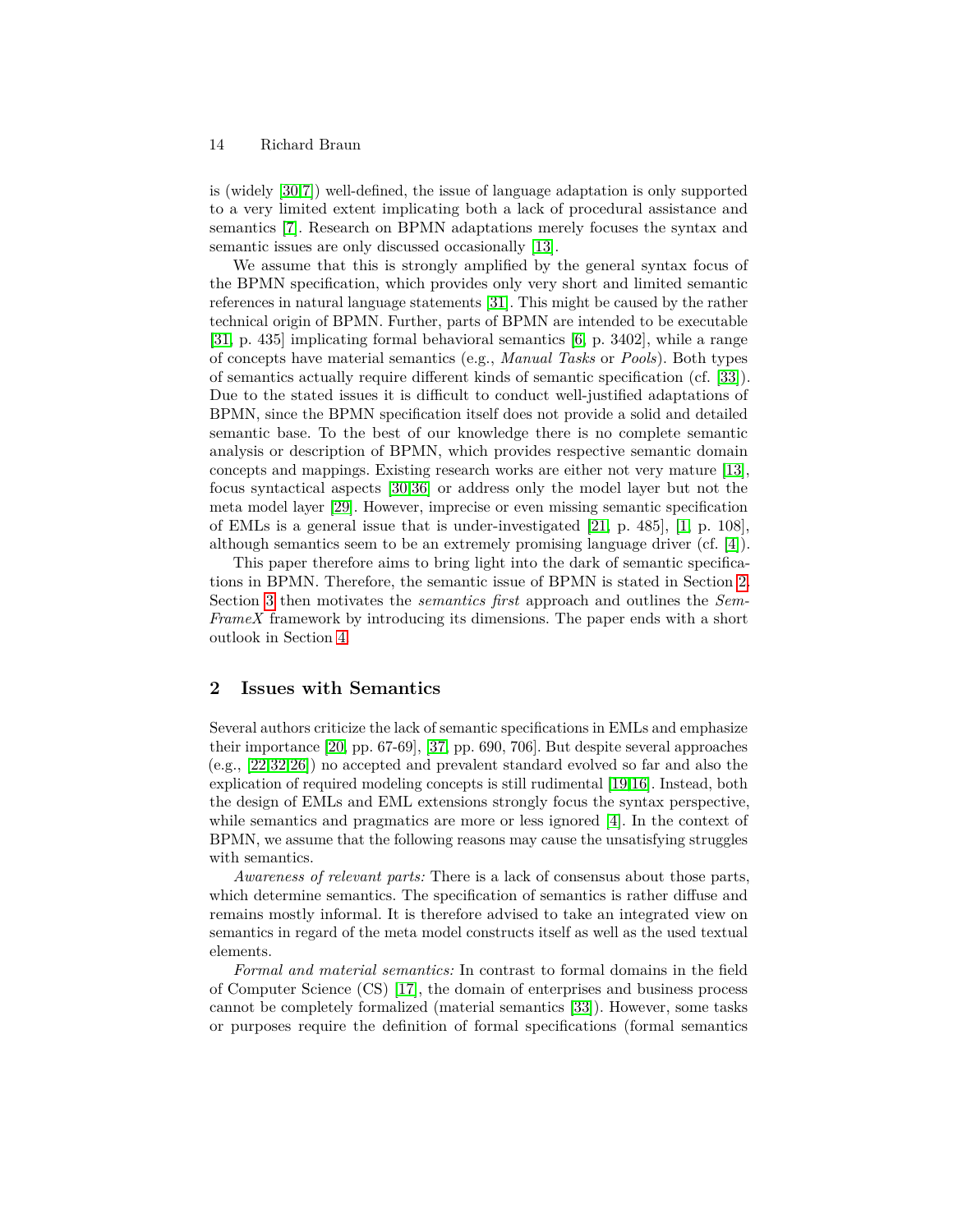is (widely [30,7]) well-defined, the issue of language adaptation is only supported to a very limited extent implicating both a lack of procedural assistance and semantics [7]. Research on BPMN adaptations merely focuses the syntax and semantic issues are only discussed occasionally [13].

We assume that this is strongly amplified by the general syntax focus of the BPMN specification, which provides only very short and limited semantic references in natural language statements [31]. This might be caused by the rather technical origin of BPMN. Further, parts of BPMN are intended to be executable [31, p. 435] implicating formal behavioral semantics [6, p. 3402], while a range of concepts have material semantics (e.g., *Manual Tasks* or *Pools*). Both types of semantics actually require different kinds of semantic specification (cf. [33]). Due to the stated issues it is difficult to conduct well-justified adaptations of BPMN, since the BPMN specification itself does not provide a solid and detailed semantic base. To the best of our knowledge there is no complete semantic analysis or description of BPMN, which provides respective semantic domain concepts and mappings. Existing research works are either not very mature [13], focus syntactical aspects [30,36] or address only the model layer but not the meta model layer [29]. However, imprecise or even missing semantic specification of EMLs is a general issue that is under-investigated [21, p. 485], [1, p. 108], although semantics seem to be an extremely promising language driver (cf. [4]).

This paper therefore aims to bring light into the dark of semantic specifications in BPMN. Therefore, the semantic issue of BPMN is stated in Section 2. Section 3 then motivates the *semantics first* approach and outlines the *SemFrameX* framework by introducing its dimensions. The paper ends with a short outlook in Section 4.

## 2 Issues with Semantics

Several authors criticize the lack of semantic specifications in EMLs and emphasize their importance [20, pp. 67-69], [37, pp. 690, 706]. But despite several approaches (e.g., [22,32,26]) no accepted and prevalent standard evolved so far and also the explication of required modeling concepts is still rudimental [19,16]. Instead, both the design of EMLs and EML extensions strongly focus the syntax perspective, while semantics and pragmatics are more or less ignored [4]. In the context of BPMN, we assume that the following reasons may cause the unsatisfying struggles with semantics.

*Awareness of relevant parts:* There is a lack of consensus about those parts, which determine semantics. The specification of semantics is rather diffuse and remains mostly informal. It is therefore advised to take an integrated view on semantics in regard of the meta model constructs itself as well as the used textual elements.

*Formal and material semantics:* In contrast to formal domains in the field of Computer Science (CS) [17], the domain of enterprises and business process cannot be completely formalized (material semantics [33]). However, some tasks or purposes require the definition of formal specifications (formal semantics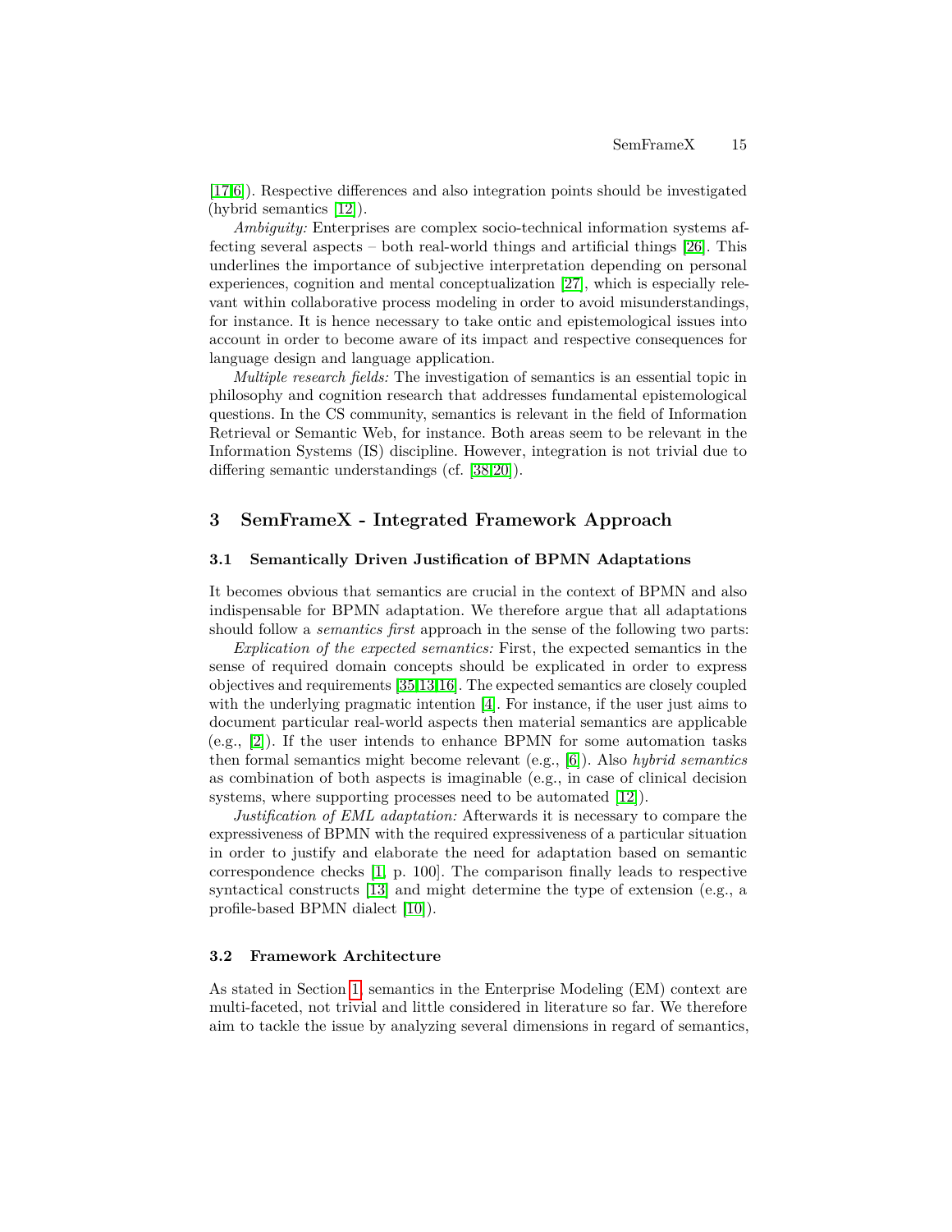[17,6]). Respective differences and also integration points should be investigated (hybrid semantics [12]).

*Ambiguity:* Enterprises are complex socio-technical information systems affecting several aspects – both real-world things and artificial things [26]. This underlines the importance of subjective interpretation depending on personal experiences, cognition and mental conceptualization [27], which is especially relevant within collaborative process modeling in order to avoid misunderstandings, for instance. It is hence necessary to take ontic and epistemological issues into account in order to become aware of its impact and respective consequences for language design and language application.

*Multiple research fields:* The investigation of semantics is an essential topic in philosophy and cognition research that addresses fundamental epistemological questions. In the CS community, semantics is relevant in the field of Information Retrieval or Semantic Web, for instance. Both areas seem to be relevant in the Information Systems (IS) discipline. However, integration is not trivial due to differing semantic understandings (cf. [38,20]).

## 3 SemFrameX - Integrated Framework Approach

### 3.1 Semantically Driven Justification of BPMN Adaptations

It becomes obvious that semantics are crucial in the context of BPMN and also indispensable for BPMN adaptation. We therefore argue that all adaptations should follow a *semantics first* approach in the sense of the following two parts:

*Explication of the expected semantics:* First, the expected semantics in the sense of required domain concepts should be explicated in order to express objectives and requirements [35,13,16]. The expected semantics are closely coupled with the underlying pragmatic intention [4]. For instance, if the user just aims to document particular real-world aspects then material semantics are applicable (e.g., [2]). If the user intends to enhance BPMN for some automation tasks then formal semantics might become relevant (e.g., [6]). Also *hybrid semantics* as combination of both aspects is imaginable (e.g., in case of clinical decision systems, where supporting processes need to be automated [12]).

*Justification of EML adaptation:* Afterwards it is necessary to compare the expressiveness of BPMN with the required expressiveness of a particular situation in order to justify and elaborate the need for adaptation based on semantic correspondence checks [1, p. 100]. The comparison finally leads to respective syntactical constructs [13] and might determine the type of extension (e.g., a profile-based BPMN dialect [10]).

### 3.2 Framework Architecture

As stated in Section 1, semantics in the Enterprise Modeling (EM) context are multi-faceted, not trivial and little considered in literature so far. We therefore aim to tackle the issue by analyzing several dimensions in regard of semantics,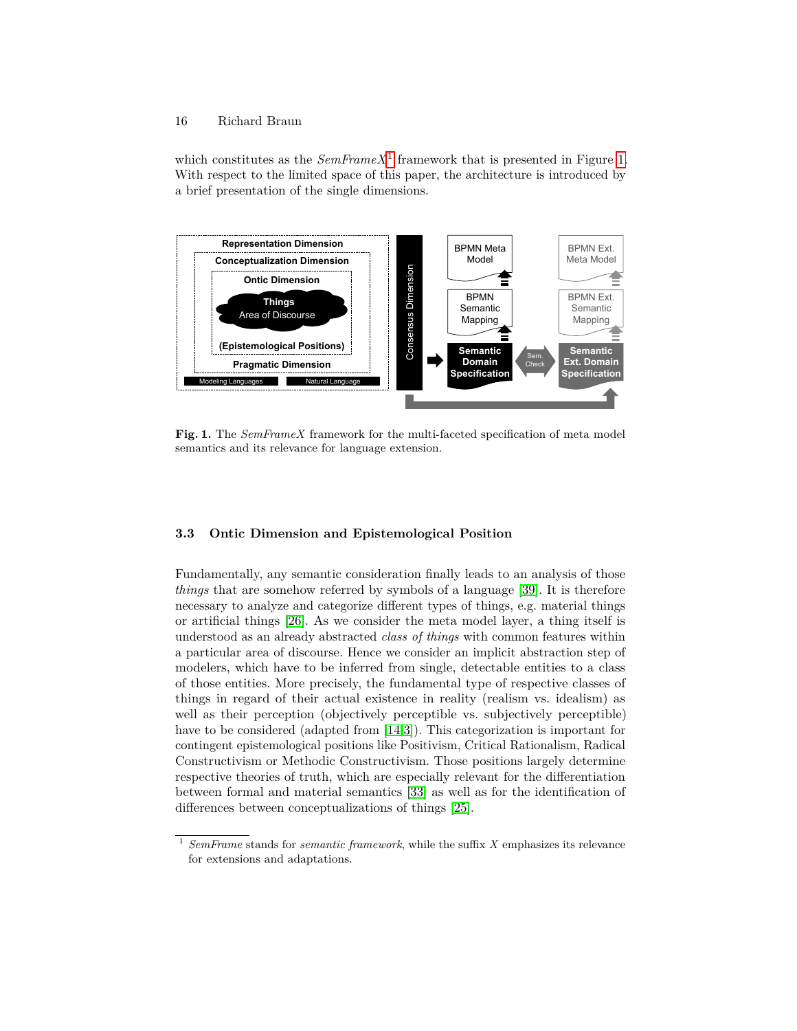which constitutes as the *SemFrameX*[1] framework that is presented in Figure 1. With respect to the limited space of this paper, the architecture is introduced by a brief presentation of the single dimensions.

**Fig. 1.** The *SemFrameX* framework for the multi-faceted specification of meta model semantics and its relevance for language extension.

### 3.3 Ontic Dimension and Epistemological Position

Fundamentally, any semantic consideration finally leads to an analysis of those *things* that are somehow referred by symbols of a language [39]. It is therefore necessary to analyze and categorize different types of things, e.g. material things or artificial things [26]. As we consider the meta model layer, a thing itself is understood as an already abstracted *class of things* with common features within a particular area of discourse. Hence we consider an implicit abstraction step of modelers, which have to be inferred from single, detectable entities to a class of those entities. More precisely, the fundamental type of respective classes of things in regard of their actual existence in reality (realism vs. idealism) as well as their perception (objectively perceptible vs. subjectively perceptible) have to be considered (adapted from [14,3]). This categorization is important for contingent epistemological positions like Positivism, Critical Rationalism, Radical Constructivism or Methodic Constructivism. Those positions largely determine respective theories of truth, which are especially relevant for the differentiation between formal and material semantics [33] as well as for the identification of differences between conceptualizations of things [25].

[1] *SemFrame* stands for *semantic framework*, while the suffix *X* emphasizes its relevance for extensions and adaptations.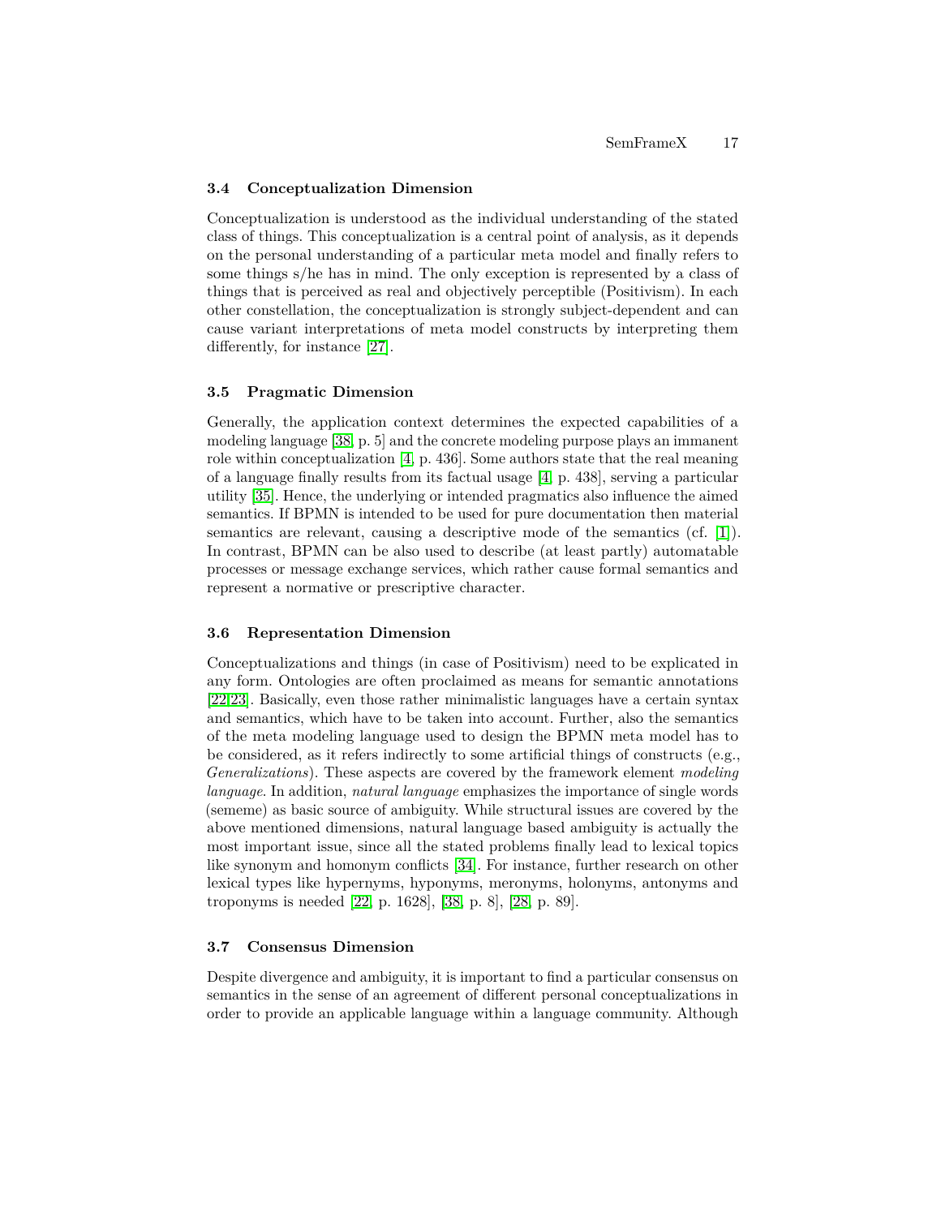### 3.4 Conceptualization Dimension

Conceptualization is understood as the individual understanding of the stated class of things. This conceptualization is a central point of analysis, as it depends on the personal understanding of a particular meta model and finally refers to some things s/he has in mind. The only exception is represented by a class of things that is perceived as real and objectively perceptible (Positivism). In each other constellation, the conceptualization is strongly subject-dependent and can cause variant interpretations of meta model constructs by interpreting them differently, for instance [27].

### 3.5 Pragmatic Dimension

Generally, the application context determines the expected capabilities of a modeling language [38, p. 5] and the concrete modeling purpose plays an immanent role within conceptualization [4, p. 436]. Some authors state that the real meaning of a language finally results from its factual usage [4, p. 438], serving a particular utility [35]. Hence, the underlying or intended pragmatics also influence the aimed semantics. If BPMN is intended to be used for pure documentation then material semantics are relevant, causing a descriptive mode of the semantics (cf. [1]). In contrast, BPMN can be also used to describe (at least partly) automatable processes or message exchange services, which rather cause formal semantics and represent a normative or prescriptive character.

### 3.6 Representation Dimension

Conceptualizations and things (in case of Positivism) need to be explicated in any form. Ontologies are often proclaimed as means for semantic annotations [22,23]. Basically, even those rather minimalistic languages have a certain syntax and semantics, which have to be taken into account. Further, also the semantics of the meta modeling language used to design the BPMN meta model has to be considered, as it refers indirectly to some artificial things of constructs (e.g., *Generalizations*). These aspects are covered by the framework element *modeling language*. In addition, *natural language* emphasizes the importance of single words (sememe) as basic source of ambiguity. While structural issues are covered by the above mentioned dimensions, natural language based ambiguity is actually the most important issue, since all the stated problems finally lead to lexical topics like synonym and homonym conflicts [34]. For instance, further research on other lexical types like hypernyms, hyponyms, meronyms, holonyms, antonyms and troponyms is needed [22, p. 1628], [38, p. 8], [28, p. 89].

### 3.7 Consensus Dimension

Despite divergence and ambiguity, it is important to find a particular consensus on semantics in the sense of an agreement of different personal conceptualizations in order to provide an applicable language within a language community. Although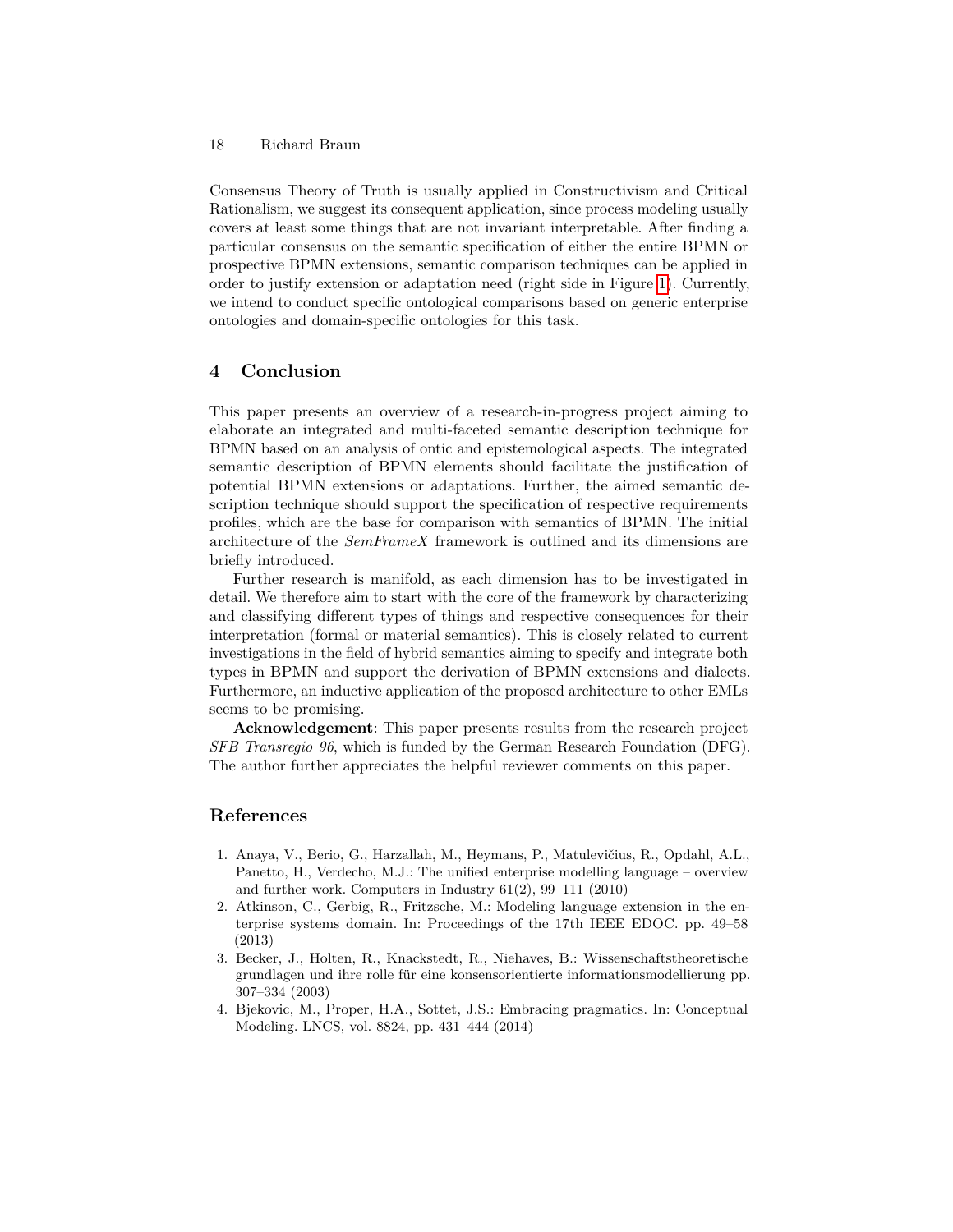Consensus Theory of Truth is usually applied in Constructivism and Critical Rationalism, we suggest its consequent application, since process modeling usually covers at least some things that are not invariant interpretable. After finding a particular consensus on the semantic specification of either the entire BPMN or prospective BPMN extensions, semantic comparison techniques can be applied in order to justify extension or adaptation need (right side in Figure 1). Currently, we intend to conduct specific ontological comparisons based on generic enterprise ontologies and domain-specific ontologies for this task.

## 4 Conclusion

This paper presents an overview of a research-in-progress project aiming to elaborate an integrated and multi-faceted semantic description technique for BPMN based on an analysis of ontic and epistemological aspects. The integrated semantic description of BPMN elements should facilitate the justification of potential BPMN extensions or adaptations. Further, the aimed semantic description technique should support the specification of respective requirements profiles, which are the base for comparison with semantics of BPMN. The initial architecture of the *SemFrameX* framework is outlined and its dimensions are briefly introduced.

Further research is manifold, as each dimension has to be investigated in detail. We therefore aim to start with the core of the framework by characterizing and classifying different types of things and respective consequences for their interpretation (formal or material semantics). This is closely related to current investigations in the field of hybrid semantics aiming to specify and integrate both types in BPMN and support the derivation of BPMN extensions and dialects. Furthermore, an inductive application of the proposed architecture to other EMLs seems to be promising.

**Acknowledgement**: This paper presents results from the research project *SFB Transregio 96*, which is funded by the German Research Foundation (DFG). The author further appreciates the helpful reviewer comments on this paper.

## References

1. Anaya, V., Berio, G., Harzallah, M., Heymans, P., Matulevičius, R., Opdahl, A.L., Panetto, H., Verdecho, M.J.: The unified enterprise modelling language – overview and further work. Computers in Industry 61(2), 99–111 (2010)
2. Atkinson, C., Gerbig, R., Fritzsche, M.: Modeling language extension in the enterprise systems domain. In: Proceedings of the 17th IEEE EDOC. pp. 49–58 (2013)
3. Becker, J., Holten, R., Knackstedt, R., Niehaves, B.: Wissenschaftstheoretische grundlagen und ihre rolle für eine konsensorientierte informationsmodellierung pp. 307–334 (2003)
4. Bjekovic, M., Proper, H.A., Sottet, J.S.: Embracing pragmatics. In: Conceptual Modeling. LNCS, vol. 8824, pp. 431–444 (2014)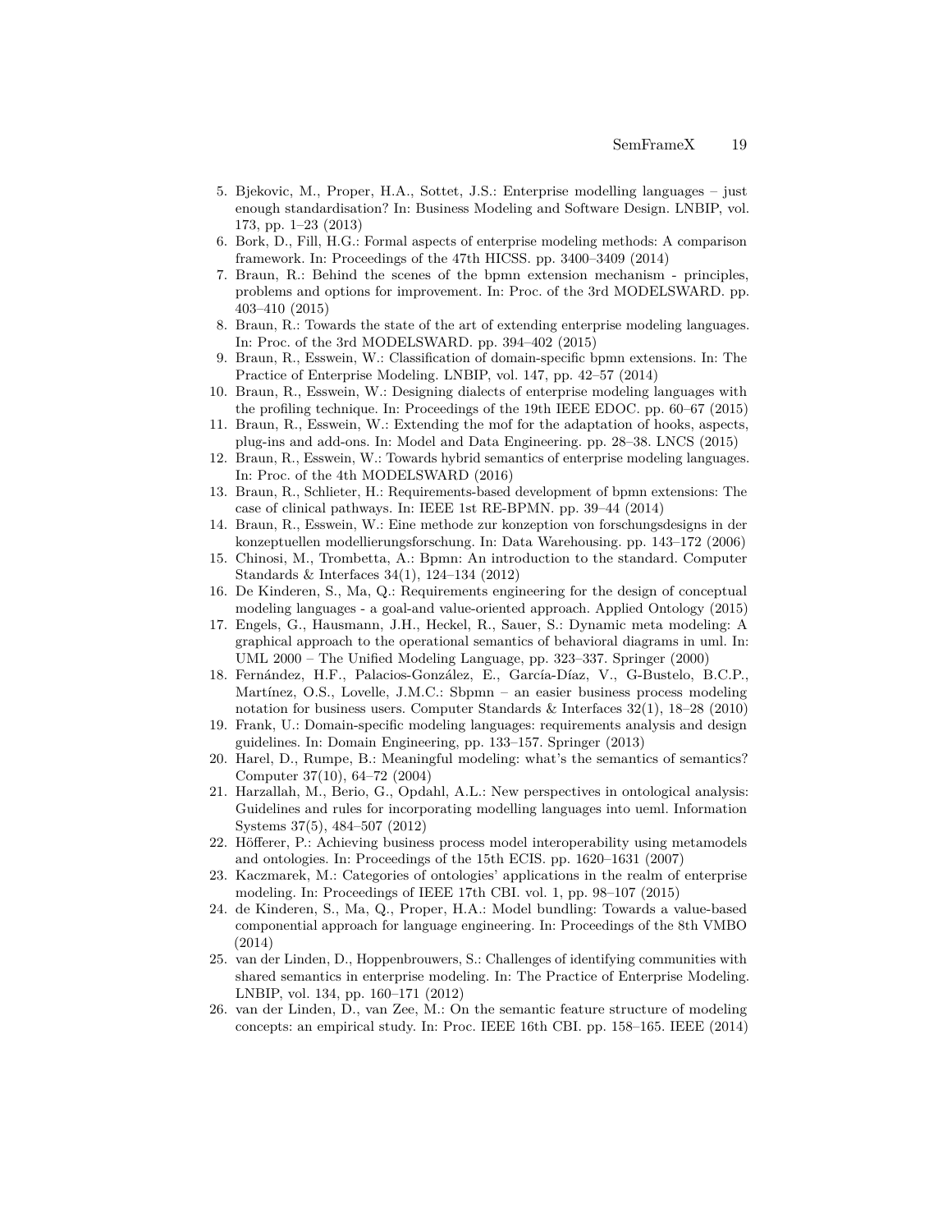5. Bjekovic, M., Proper, H.A., Sottet, J.S.: Enterprise modelling languages – just enough standardisation? In: Business Modeling and Software Design. LNBIP, vol. 173, pp. 1–23 (2013)
6. Bork, D., Fill, H.G.: Formal aspects of enterprise modeling methods: A comparison framework. In: Proceedings of the 47th HICSS. pp. 3400–3409 (2014)
7. Braun, R.: Behind the scenes of the bpmn extension mechanism - principles, problems and options for improvement. In: Proc. of the 3rd MODELSWARD. pp. 403–410 (2015)
8. Braun, R.: Towards the state of the art of extending enterprise modeling languages. In: Proc. of the 3rd MODELSWARD. pp. 394–402 (2015)
9. Braun, R., Esswein, W.: Classification of domain-specific bpmn extensions. In: The Practice of Enterprise Modeling. LNBIP, vol. 147, pp. 42–57 (2014)
10. Braun, R., Esswein, W.: Designing dialects of enterprise modeling languages with the profiling technique. In: Proceedings of the 19th IEEE EDOC. pp. 60–67 (2015)
11. Braun, R., Esswein, W.: Extending the mof for the adaptation of hooks, aspects, plug-ins and add-ons. In: Model and Data Engineering. pp. 28–38. LNCS (2015)
12. Braun, R., Esswein, W.: Towards hybrid semantics of enterprise modeling languages. In: Proc. of the 4th MODELSWARD (2016)
13. Braun, R., Schlieter, H.: Requirements-based development of bpmn extensions: The case of clinical pathways. In: IEEE 1st RE-BPMN. pp. 39–44 (2014)
14. Braun, R., Esswein, W.: Eine methode zur konzeption von forschungsdesigns in der konzeptuellen modellierungsforschung. In: Data Warehousing. pp. 143–172 (2006)
15. Chinosi, M., Trombetta, A.: Bpmn: An introduction to the standard. Computer Standards & Interfaces 34(1), 124–134 (2012)
16. De Kinderen, S., Ma, Q.: Requirements engineering for the design of conceptual modeling languages - a goal-and value-oriented approach. Applied Ontology (2015)
17. Engels, G., Hausmann, J.H., Heckel, R., Sauer, S.: Dynamic meta modeling: A graphical approach to the operational semantics of behavioral diagrams in uml. In: UML 2000 – The Unified Modeling Language, pp. 323–337. Springer (2000)
18. Fernández, H.F., Palacios-González, E., García-Díaz, V., G-Bustelo, B.C.P., Martínez, O.S., Lovelle, J.M.C.: Sbpmn – an easier business process modeling notation for business users. Computer Standards & Interfaces 32(1), 18–28 (2010)
19. Frank, U.: Domain-specific modeling languages: requirements analysis and design guidelines. In: Domain Engineering, pp. 133–157. Springer (2013)
20. Harel, D., Rumpe, B.: Meaningful modeling: what's the semantics of semantics? Computer 37(10), 64–72 (2004)
21. Harzallah, M., Berio, G., Opdahl, A.L.: New perspectives in ontological analysis: Guidelines and rules for incorporating modelling languages into ueml. Information Systems 37(5), 484–507 (2012)
22. Höfferer, P.: Achieving business process model interoperability using metamodels and ontologies. In: Proceedings of the 15th ECIS. pp. 1620–1631 (2007)
23. Kaczmarek, M.: Categories of ontologies' applications in the realm of enterprise modeling. In: Proceedings of IEEE 17th CBI. vol. 1, pp. 98–107 (2015)
24. de Kinderen, S., Ma, Q., Proper, H.A.: Model bundling: Towards a value-based componential approach for language engineering. In: Proceedings of the 8th VMBO (2014)
25. van der Linden, D., Hoppenbrouwers, S.: Challenges of identifying communities with shared semantics in enterprise modeling. In: The Practice of Enterprise Modeling. LNBIP, vol. 134, pp. 160–171 (2012)
26. van der Linden, D., van Zee, M.: On the semantic feature structure of modeling concepts: an empirical study. In: Proc. IEEE 16th CBI. pp. 158–165. IEEE (2014)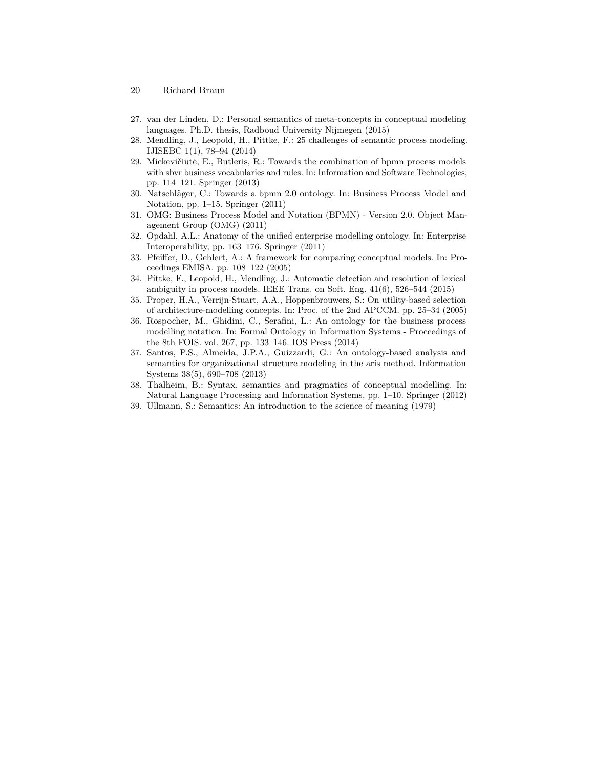27. van der Linden, D.: Personal semantics of meta-concepts in conceptual modeling languages. Ph.D. thesis, Radboud University Nijmegen (2015)
28. Mendling, J., Leopold, H., Pittke, F.: 25 challenges of semantic process modeling. IJISEBC 1(1), 78–94 (2014)
29. Mickevičiūtė, E., Butleris, R.: Towards the combination of bpmn process models with sbvr business vocabularies and rules. In: Information and Software Technologies, pp. 114–121. Springer (2013)
30. Natschläger, C.: Towards a bpmn 2.0 ontology. In: Business Process Model and Notation, pp. 1–15. Springer (2011)
31. OMG: Business Process Model and Notation (BPMN) - Version 2.0. Object Management Group (OMG) (2011)
32. Opdahl, A.L.: Anatomy of the unified enterprise modelling ontology. In: Enterprise Interoperability, pp. 163–176. Springer (2011)
33. Pfeiffer, D., Gehlert, A.: A framework for comparing conceptual models. In: Proceedings EMISA. pp. 108–122 (2005)
34. Pittke, F., Leopold, H., Mendling, J.: Automatic detection and resolution of lexical ambiguity in process models. IEEE Trans. on Soft. Eng. 41(6), 526–544 (2015)
35. Proper, H.A., Verrijn-Stuart, A.A., Hoppenbrouwers, S.: On utility-based selection of architecture-modelling concepts. In: Proc. of the 2nd APCCM. pp. 25–34 (2005)
36. Rospocher, M., Ghidini, C., Serafini, L.: An ontology for the business process modelling notation. In: Formal Ontology in Information Systems - Proceedings of the 8th FOIS. vol. 267, pp. 133–146. IOS Press (2014)
37. Santos, P.S., Almeida, J.P.A., Guizzardi, G.: An ontology-based analysis and semantics for organizational structure modeling in the aris method. Information Systems 38(5), 690–708 (2013)
38. Thalheim, B.: Syntax, semantics and pragmatics of conceptual modelling. In: Natural Language Processing and Information Systems, pp. 1–10. Springer (2012)
39. Ullmann, S.: Semantics: An introduction to the science of meaning (1979)